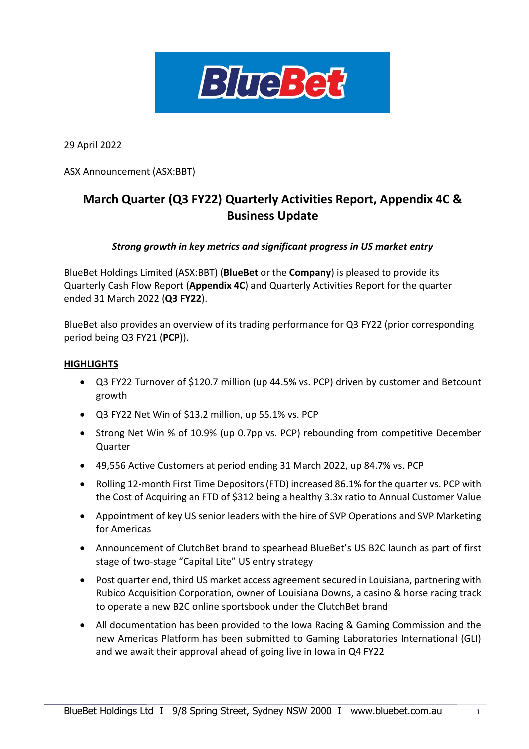29 April 2022

ASX Announcement (ASX:BBT)

# March Quarter (Q3 FY22) Quarterly Activities Report, Appendix 4C & Business Update

***Strong growth in key metrics and significant progress in US market entry***

BlueBet Holdings Limited (ASX:BBT) (**BlueBet** or the **Company**) is pleased to provide its Quarterly Cash Flow Report (**Appendix 4C**) and Quarterly Activities Report for the quarter ended 31 March 2022 (**Q3 FY22**).

BlueBet also provides an overview of its trading performance for Q3 FY22 (prior corresponding period being Q3 FY21 (**PCP**)).

## HIGHLIGHTS

- Q3 FY22 Turnover of $120.7 million (up 44.5% vs. PCP) driven by customer and Betcount growth
- Q3 FY22 Net Win of $13.2 million, up 55.1% vs. PCP
- Strong Net Win % of 10.9% (up 0.7pp vs. PCP) rebounding from competitive December Quarter
- 49,556 Active Customers at period ending 31 March 2022, up 84.7% vs. PCP
- Rolling 12-month First Time Depositors (FTD) increased 86.1% for the quarter vs. PCP with the Cost of Acquiring an FTD of $312 being a healthy 3.3x ratio to Annual Customer Value
- Appointment of key US senior leaders with the hire of SVP Operations and SVP Marketing for Americas
- Announcement of ClutchBet brand to spearhead BlueBet's US B2C launch as part of first stage of two-stage "Capital Lite" US entry strategy
- Post quarter end, third US market access agreement secured in Louisiana, partnering with Rubico Acquisition Corporation, owner of Louisiana Downs, a casino & horse racing track to operate a new B2C online sportsbook under the ClutchBet brand
- All documentation has been provided to the Iowa Racing & Gaming Commission and the new Americas Platform has been submitted to Gaming Laboratories International (GLI) and we await their approval ahead of going live in Iowa in Q4 FY22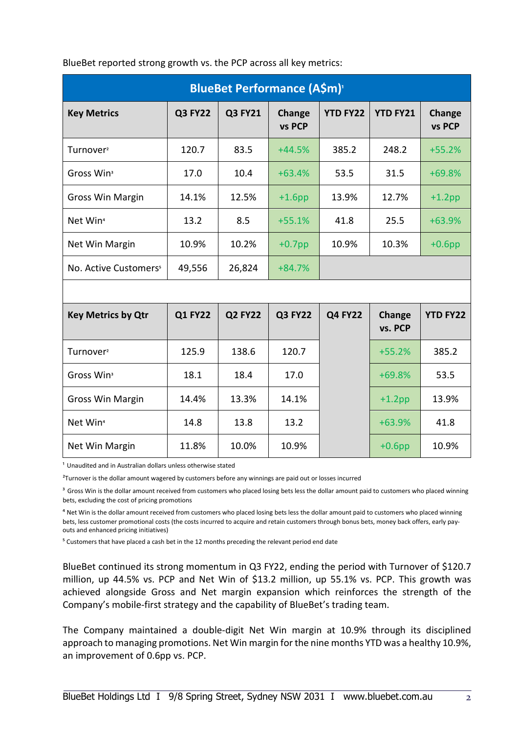BlueBet reported strong growth vs. the PCP across all key metrics:

| BlueBet Performance (A$m)[1] | | | | | | |
|---|---|---|---|---|---|---|
| **Key Metrics** | **Q3 FY22** | **Q3 FY21** | **Change vs PCP** | **YTD FY22** | **YTD FY21** | **Change vs PCP** |
| Turnover[2] | 120.7 | 83.5 | +44.5% | 385.2 | 248.2 | +55.2% |
| Gross Win[3] | 17.0 | 10.4 | +63.4% | 53.5 | 31.5 | +69.8% |
| Gross Win Margin | 14.1% | 12.5% | +1.6pp | 13.9% | 12.7% | +1.2pp |
| Net Win[4] | 13.2 | 8.5 | +55.1% | 41.8 | 25.5 | +63.9% |
| Net Win Margin | 10.9% | 10.2% | +0.7pp | 10.9% | 10.3% | +0.6pp |
| No. Active Customers[5] | 49,556 | 26,824 | +84.7% | | | |

| **Key Metrics by Qtr** | **Q1 FY22** | **Q2 FY22** | **Q3 FY22** | **Q4 FY22** | **Change vs. PCP** | **YTD FY22** |
|---|---|---|---|---|---|---|
| Turnover[2] | 125.9 | 138.6 | 120.7 | | +55.2% | 385.2 |
| Gross Win[3] | 18.1 | 18.4 | 17.0 | | +69.8% | 53.5 |
| Gross Win Margin | 14.4% | 13.3% | 14.1% | | +1.2pp | 13.9% |
| Net Win[4] | 14.8 | 13.8 | 13.2 | | +63.9% | 41.8 |
| Net Win Margin | 11.8% | 10.0% | 10.9% | | +0.6pp | 10.9% |

[1] Unaudited and in Australian dollars unless otherwise stated

[2] Turnover is the dollar amount wagered by customers before any winnings are paid out or losses incurred

[3] Gross Win is the dollar amount received from customers who placed losing bets less the dollar amount paid to customers who placed winning bets, excluding the cost of pricing promotions

[4] Net Win is the dollar amount received from customers who placed losing bets less the dollar amount paid to customers who placed winning bets, less customer promotional costs (the costs incurred to acquire and retain customers through bonus bets, money back offers, early pay-outs and enhanced pricing initiatives)

[5] Customers that have placed a cash bet in the 12 months preceding the relevant period end date

BlueBet continued its strong momentum in Q3 FY22, ending the period with Turnover of $120.7 million, up 44.5% vs. PCP and Net Win of $13.2 million, up 55.1% vs. PCP. This growth was achieved alongside Gross and Net margin expansion which reinforces the strength of the Company's mobile-first strategy and the capability of BlueBet's trading team.

The Company maintained a double-digit Net Win margin at 10.9% through its disciplined approach to managing promotions. Net Win margin for the nine months YTD was a healthy 10.9%, an improvement of 0.6pp vs. PCP.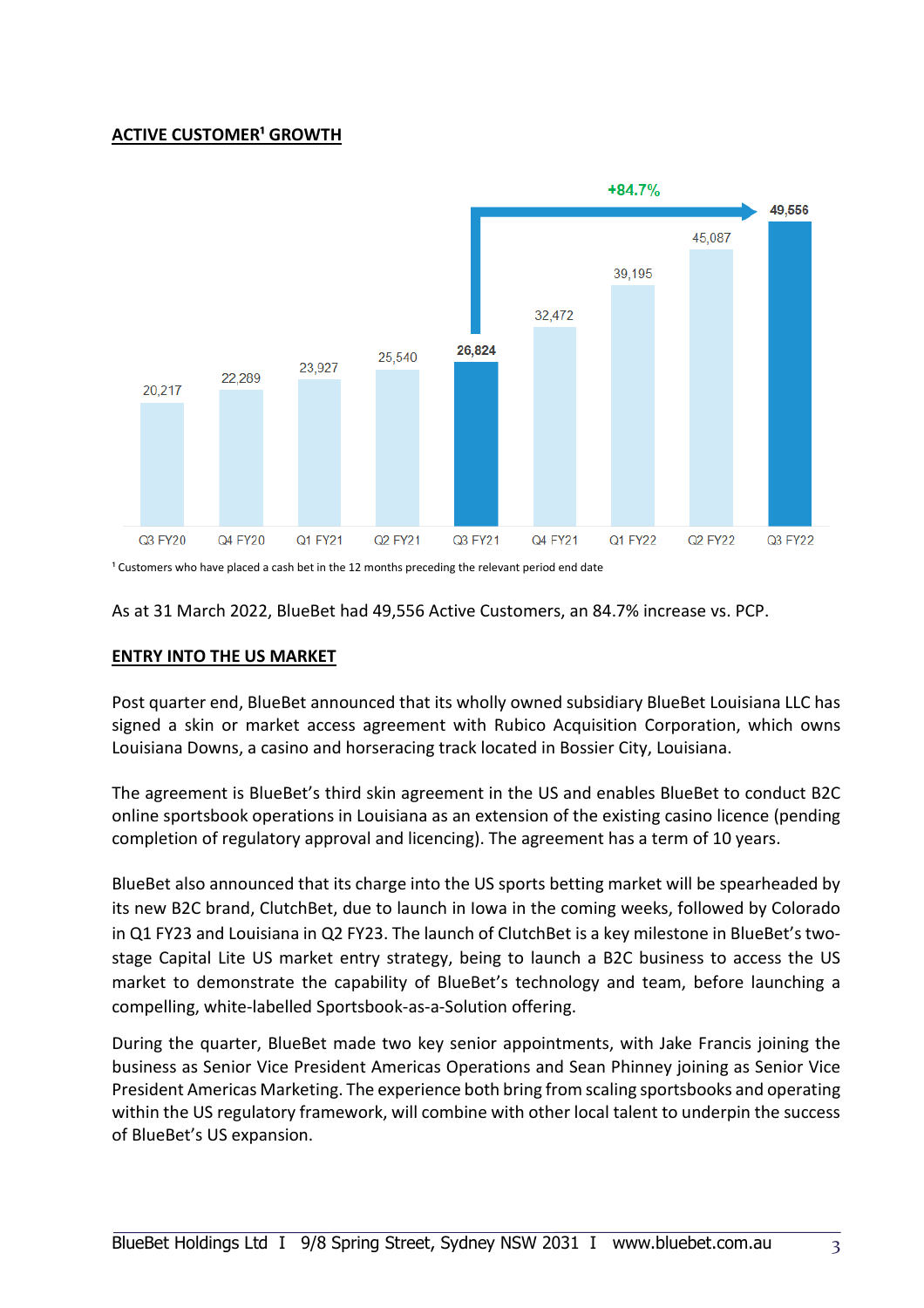## ACTIVE CUSTOMER[1] GROWTH

| Period | Active Customers |
|---|---|
| Q3 FY20 | 20,217 |
| Q4 FY20 | 22,289 |
| Q1 FY21 | 23,927 |
| Q2 FY21 | 25,540 |
| Q3 FY21 | 26,824 |
| Q4 FY21 | 32,472 |
| Q1 FY22 | 39,195 |
| Q2 FY22 | 45,087 |
| Q3 FY22 | 49,556 |

+84.7%

[1] Customers who have placed a cash bet in the 12 months preceding the relevant period end date

As at 31 March 2022, BlueBet had 49,556 Active Customers, an 84.7% increase vs. PCP.

## ENTRY INTO THE US MARKET

Post quarter end, BlueBet announced that its wholly owned subsidiary BlueBet Louisiana LLC has signed a skin or market access agreement with Rubico Acquisition Corporation, which owns Louisiana Downs, a casino and horseracing track located in Bossier City, Louisiana.

The agreement is BlueBet's third skin agreement in the US and enables BlueBet to conduct B2C online sportsbook operations in Louisiana as an extension of the existing casino licence (pending completion of regulatory approval and licencing). The agreement has a term of 10 years.

BlueBet also announced that its charge into the US sports betting market will be spearheaded by its new B2C brand, ClutchBet, due to launch in Iowa in the coming weeks, followed by Colorado in Q1 FY23 and Louisiana in Q2 FY23. The launch of ClutchBet is a key milestone in BlueBet's two-stage Capital Lite US market entry strategy, being to launch a B2C business to access the US market to demonstrate the capability of BlueBet's technology and team, before launching a compelling, white-labelled Sportsbook-as-a-Solution offering.

During the quarter, BlueBet made two key senior appointments, with Jake Francis joining the business as Senior Vice President Americas Operations and Sean Phinney joining as Senior Vice President Americas Marketing. The experience both bring from scaling sportsbooks and operating within the US regulatory framework, will combine with other local talent to underpin the success of BlueBet's US expansion.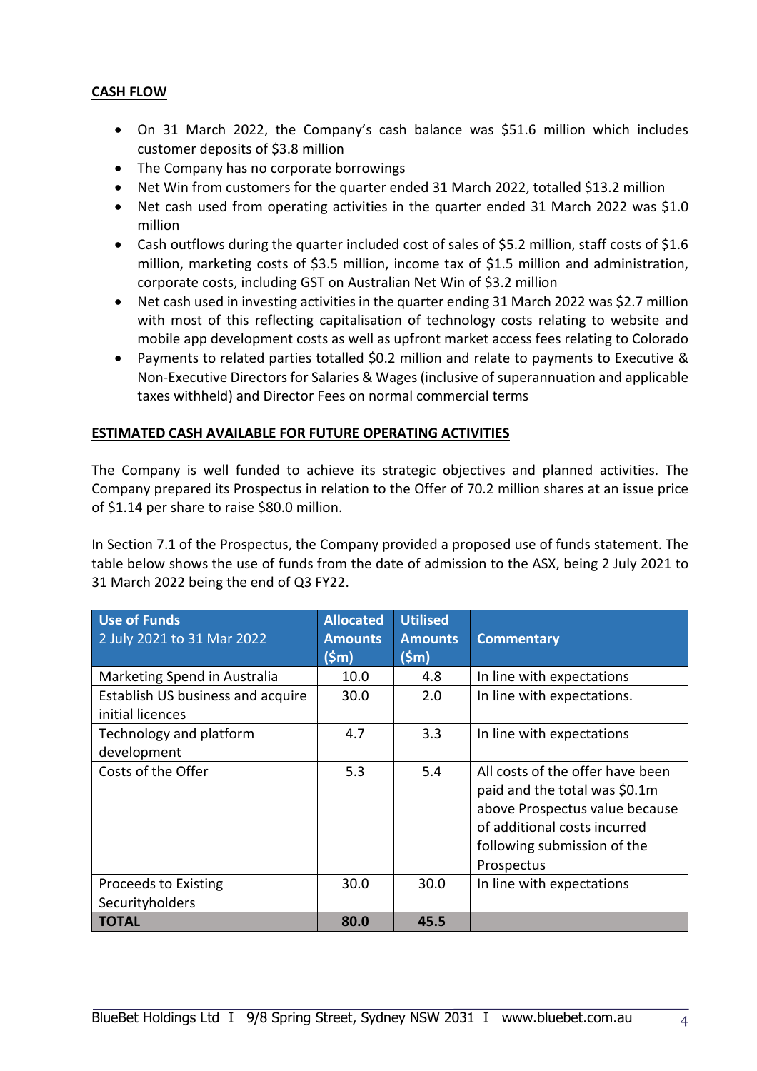## CASH FLOW

- On 31 March 2022, the Company's cash balance was $51.6 million which includes customer deposits of $3.8 million
- The Company has no corporate borrowings
- Net Win from customers for the quarter ended 31 March 2022, totalled $13.2 million
- Net cash used from operating activities in the quarter ended 31 March 2022 was $1.0 million
- Cash outflows during the quarter included cost of sales of $5.2 million, staff costs of $1.6 million, marketing costs of $3.5 million, income tax of $1.5 million and administration, corporate costs, including GST on Australian Net Win of $3.2 million
- Net cash used in investing activities in the quarter ending 31 March 2022 was $2.7 million with most of this reflecting capitalisation of technology costs relating to website and mobile app development costs as well as upfront market access fees relating to Colorado
- Payments to related parties totalled $0.2 million and relate to payments to Executive & Non-Executive Directors for Salaries & Wages (inclusive of superannuation and applicable taxes withheld) and Director Fees on normal commercial terms

## ESTIMATED CASH AVAILABLE FOR FUTURE OPERATING ACTIVITIES

The Company is well funded to achieve its strategic objectives and planned activities. The Company prepared its Prospectus in relation to the Offer of 70.2 million shares at an issue price of $1.14 per share to raise $80.0 million.

In Section 7.1 of the Prospectus, the Company provided a proposed use of funds statement. The table below shows the use of funds from the date of admission to the ASX, being 2 July 2021 to 31 March 2022 being the end of Q3 FY22.

| Use of Funds 2 July 2021 to 31 Mar 2022 | Allocated Amounts ($m) | Utilised Amounts ($m) | Commentary |
|---|---|---|---|
| Marketing Spend in Australia | 10.0 | 4.8 | In line with expectations |
| Establish US business and acquire initial licences | 30.0 | 2.0 | In line with expectations. |
| Technology and platform development | 4.7 | 3.3 | In line with expectations |
| Costs of the Offer | 5.3 | 5.4 | All costs of the offer have been paid and the total was $0.1m above Prospectus value because of additional costs incurred following submission of the Prospectus |
| Proceeds to Existing Securityholders | 30.0 | 30.0 | In line with expectations |
| **TOTAL** | **80.0** | **45.5** | |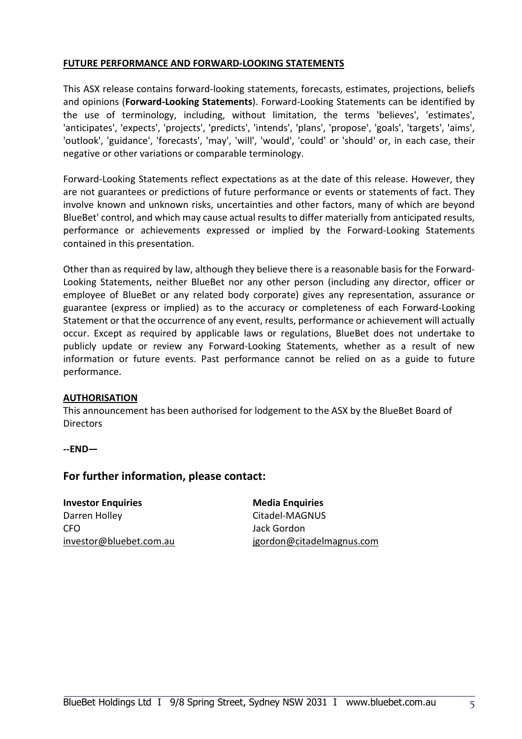**FUTURE PERFORMANCE AND FORWARD-LOOKING STATEMENTS**

This ASX release contains forward-looking statements, forecasts, estimates, projections, beliefs and opinions (**Forward-Looking Statements**). Forward-Looking Statements can be identified by the use of terminology, including, without limitation, the terms 'believes', 'estimates', 'anticipates', 'expects', 'projects', 'predicts', 'intends', 'plans', 'propose', 'goals', 'targets', 'aims', 'outlook', 'guidance', 'forecasts', 'may', 'will', 'would', 'could' or 'should' or, in each case, their negative or other variations or comparable terminology.

Forward-Looking Statements reflect expectations as at the date of this release. However, they are not guarantees or predictions of future performance or events or statements of fact. They involve known and unknown risks, uncertainties and other factors, many of which are beyond BlueBet' control, and which may cause actual results to differ materially from anticipated results, performance or achievements expressed or implied by the Forward-Looking Statements contained in this presentation.

Other than as required by law, although they believe there is a reasonable basis for the Forward-Looking Statements, neither BlueBet nor any other person (including any director, officer or employee of BlueBet or any related body corporate) gives any representation, assurance or guarantee (express or implied) as to the accuracy or completeness of each Forward-Looking Statement or that the occurrence of any event, results, performance or achievement will actually occur. Except as required by applicable laws or regulations, BlueBet does not undertake to publicly update or review any Forward-Looking Statements, whether as a result of new information or future events. Past performance cannot be relied on as a guide to future performance.

**AUTHORISATION**

This announcement has been authorised for lodgement to the ASX by the BlueBet Board of Directors

**--END—**

## For further information, please contact:

**Investor Enquiries**
Darren Holley
CFO
investor@bluebet.com.au

**Media Enquiries**
Citadel-MAGNUS
Jack Gordon
jgordon@citadelmagnus.com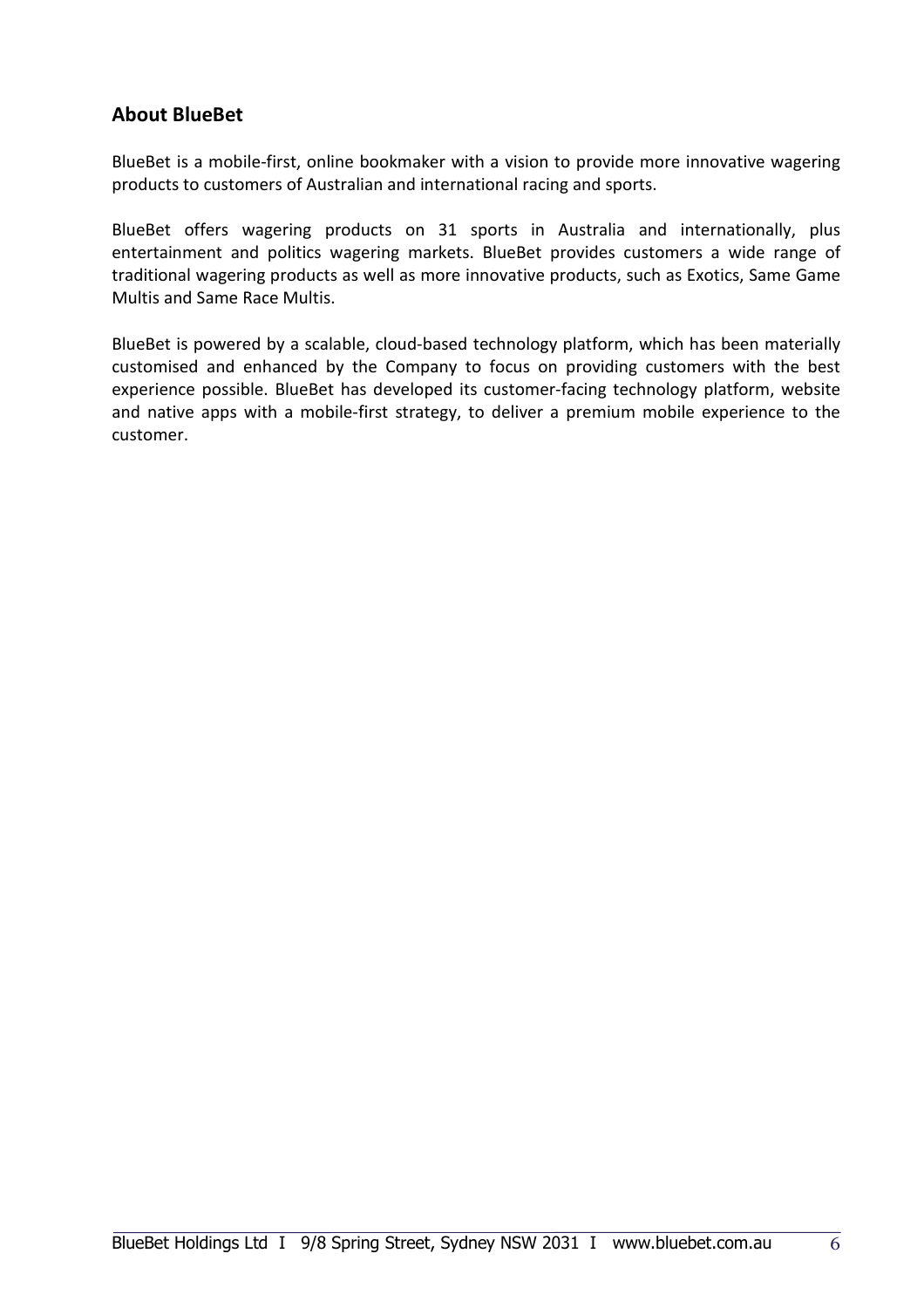## About BlueBet

BlueBet is a mobile-first, online bookmaker with a vision to provide more innovative wagering products to customers of Australian and international racing and sports.

BlueBet offers wagering products on 31 sports in Australia and internationally, plus entertainment and politics wagering markets. BlueBet provides customers a wide range of traditional wagering products as well as more innovative products, such as Exotics, Same Game Multis and Same Race Multis.

BlueBet is powered by a scalable, cloud-based technology platform, which has been materially customised and enhanced by the Company to focus on providing customers with the best experience possible. BlueBet has developed its customer-facing technology platform, website and native apps with a mobile-first strategy, to deliver a premium mobile experience to the customer.